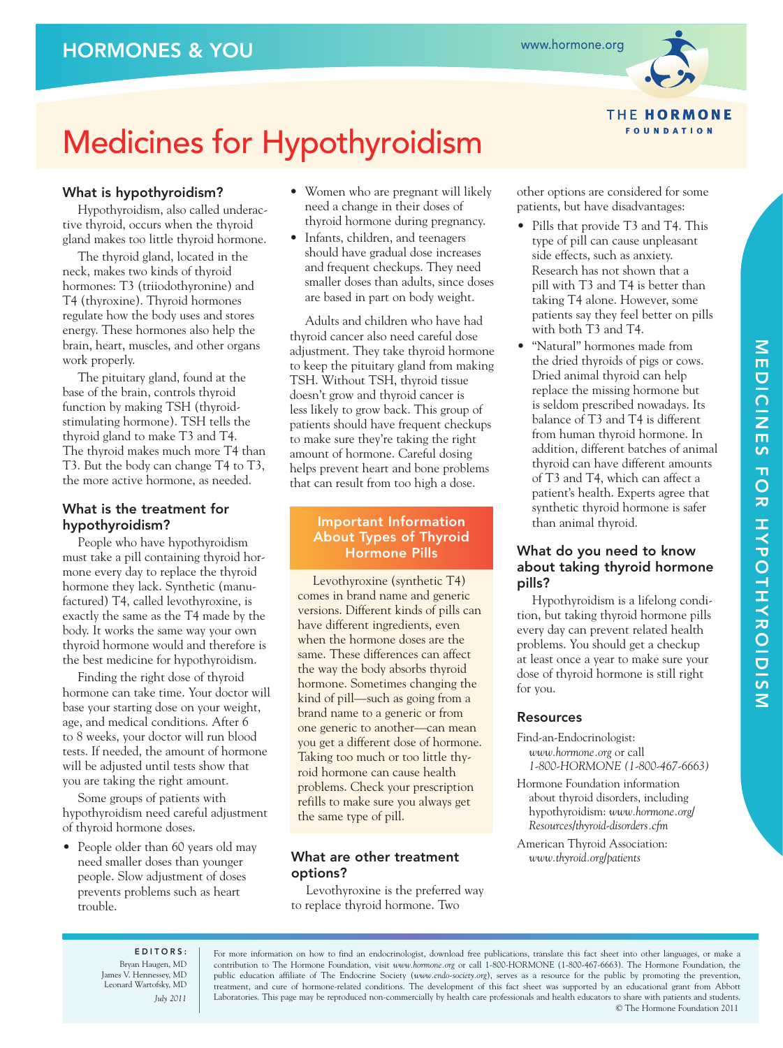HORMONES & YOU

www.hormone.org

THE HORMONE FOUNDATION

# Medicines for Hypothyroidism

## What is hypothyroidism?

Hypothyroidism, also called underactive thyroid, occurs when the thyroid gland makes too little thyroid hormone.

The thyroid gland, located in the neck, makes two kinds of thyroid hormones: T3 (triiodothyronine) and T4 (thyroxine). Thyroid hormones regulate how the body uses and stores energy. These hormones also help the brain, heart, muscles, and other organs work properly.

The pituitary gland, found at the base of the brain, controls thyroid function by making TSH (thyroid-stimulating hormone). TSH tells the thyroid gland to make T3 and T4. The thyroid makes much more T4 than T3. But the body can change T4 to T3, the more active hormone, as needed.

## What is the treatment for hypothyroidism?

People who have hypothyroidism must take a pill containing thyroid hormone every day to replace the thyroid hormone they lack. Synthetic (manufactured) T4, called levothyroxine, is exactly the same as the T4 made by the body. It works the same way your own thyroid hormone would and therefore is the best medicine for hypothyroidism.

Finding the right dose of thyroid hormone can take time. Your doctor will base your starting dose on your weight, age, and medical conditions. After 6 to 8 weeks, your doctor will run blood tests. If needed, the amount of hormone will be adjusted until tests show that you are taking the right amount.

Some groups of patients with hypothyroidism need careful adjustment of thyroid hormone doses.

- People older than 60 years old may need smaller doses than younger people. Slow adjustment of doses prevents problems such as heart trouble.
- Women who are pregnant will likely need a change in their doses of thyroid hormone during pregnancy.
- Infants, children, and teenagers should have gradual dose increases and frequent checkups. They need smaller doses than adults, since doses are based in part on body weight.

Adults and children who have had thyroid cancer also need careful dose adjustment. They take thyroid hormone to keep the pituitary gland from making TSH. Without TSH, thyroid tissue doesn't grow and thyroid cancer is less likely to grow back. This group of patients should have frequent checkups to make sure they're taking the right amount of hormone. Careful dosing helps prevent heart and bone problems that can result from too high a dose.

### Important Information About Types of Thyroid Hormone Pills

Levothyroxine (synthetic T4) comes in brand name and generic versions. Different kinds of pills can have different ingredients, even when the hormone doses are the same. These differences can affect the way the body absorbs thyroid hormone. Sometimes changing the kind of pill—such as going from a brand name to a generic or from one generic to another—can mean you get a different dose of hormone. Taking too much or too little thyroid hormone can cause health problems. Check your prescription refills to make sure you always get the same type of pill.

## What are other treatment options?

Levothyroxine is the preferred way to replace thyroid hormone. Two other options are considered for some patients, but have disadvantages:

- Pills that provide T3 and T4. This type of pill can cause unpleasant side effects, such as anxiety. Research has not shown that a pill with T3 and T4 is better than taking T4 alone. However, some patients say they feel better on pills with both T3 and T4.
- "Natural" hormones made from the dried thyroids of pigs or cows. Dried animal thyroid can help replace the missing hormone but is seldom prescribed nowadays. Its balance of T3 and T4 is different from human thyroid hormone. In addition, different batches of animal thyroid can have different amounts of T3 and T4, which can affect a patient's health. Experts agree that synthetic thyroid hormone is safer than animal thyroid.

## What do you need to know about taking thyroid hormone pills?

Hypothyroidism is a lifelong condition, but taking thyroid hormone pills every day can prevent related health problems. You should get a checkup at least once a year to make sure your dose of thyroid hormone is still right for you.

## Resources

Find-an-Endocrinologist: *www.hormone.org* or call *1-800-HORMONE (1-800-467-6663)*

Hormone Foundation information about thyroid disorders, including hypothyroidism: *www.hormone.org/Resources/thyroid-disorders.cfm*

American Thyroid Association: *www.thyroid.org/patients*

---

**EDITORS:**
Bryan Haugen, MD
James V. Hennessey, MD
Leonard Wartofsky, MD
*July 2011*

For more information on how to find an endocrinologist, download free publications, translate this fact sheet into other languages, or make a contribution to The Hormone Foundation, visit *www.hormone.org* or call 1-800-HORMONE (1-800-467-6663). The Hormone Foundation, the public education affiliate of The Endocrine Society (*www.endo-society.org*), serves as a resource for the public by promoting the prevention, treatment, and cure of hormone-related conditions. The development of this fact sheet was supported by an educational grant from Abbott Laboratories. This page may be reproduced non-commercially by health care professionals and health educators to share with patients and students.
© The Hormone Foundation 2011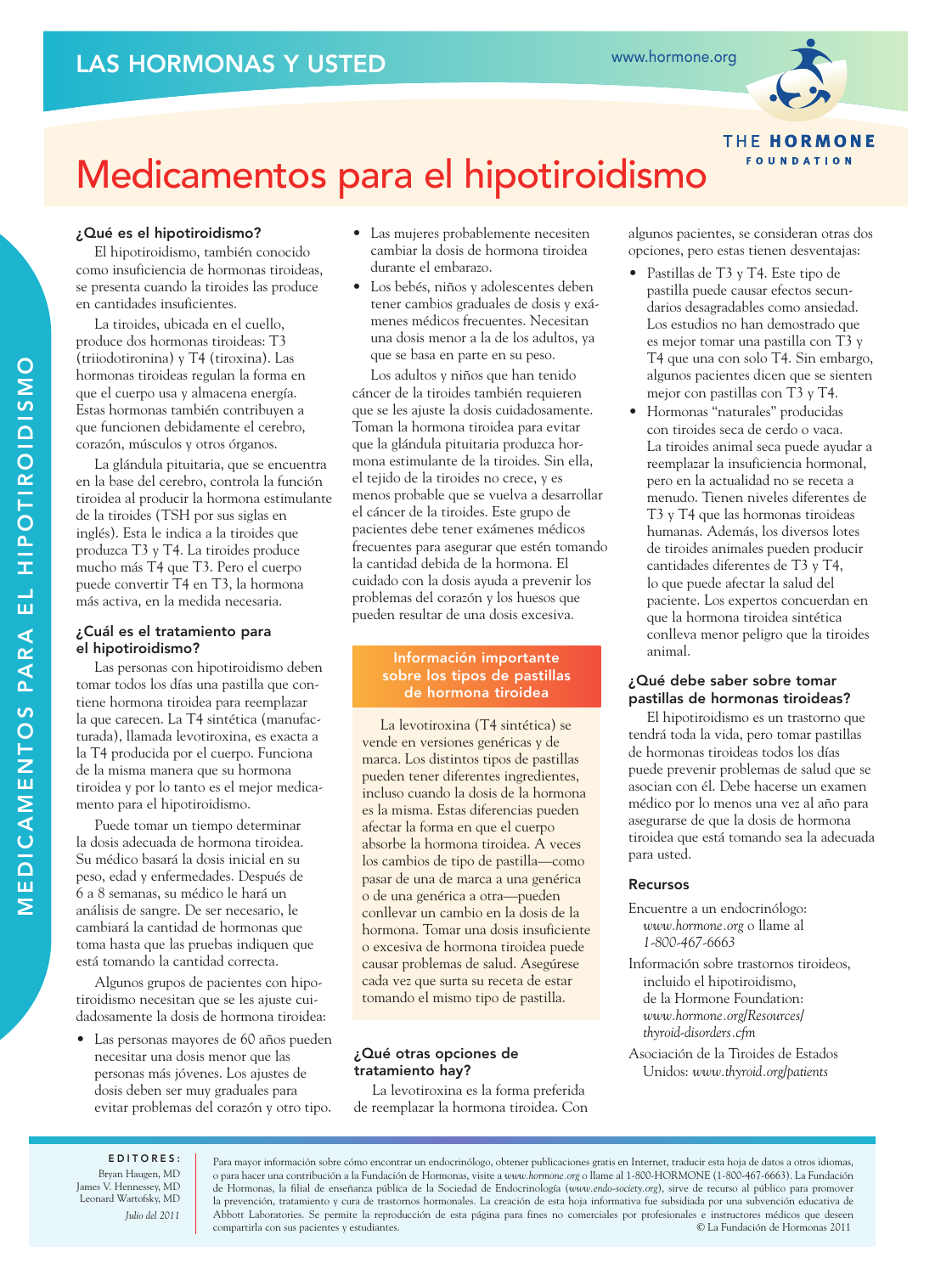LAS HORMONAS Y USTED

www.hormone.org

THE HORMONE FOUNDATION

# Medicamentos para el hipotiroidismo

## ¿Qué es el hipotiroidismo?

El hipotiroidismo, también conocido como insuficiencia de hormonas tiroideas, se presenta cuando la tiroides las produce en cantidades insuficientes.

La tiroides, ubicada en el cuello, produce dos hormonas tiroideas: T3 (triiodotironina) y T4 (tiroxina). Las hormonas tiroideas regulan la forma en que el cuerpo usa y almacena energía. Estas hormonas también contribuyen a que funcionen debidamente el cerebro, corazón, músculos y otros órganos.

La glándula pituitaria, que se encuentra en la base del cerebro, controla la función tiroidea al producir la hormona estimulante de la tiroides (TSH por sus siglas en inglés). Esta le indica a la tiroides que produzca T3 y T4. La tiroides produce mucho más T4 que T3. Pero el cuerpo puede convertir T4 en T3, la hormona más activa, en la medida necesaria.

## ¿Cuál es el tratamiento para el hipotiroidismo?

Las personas con hipotiroidismo deben tomar todos los días una pastilla que contiene hormona tiroidea para reemplazar la que carecen. La T4 sintética (manufacturada), llamada levotiroxina, es exacta a la T4 producida por el cuerpo. Funciona de la misma manera que su hormona tiroidea y por lo tanto es el mejor medicamento para el hipotiroidismo.

Puede tomar un tiempo determinar la dosis adecuada de hormona tiroidea. Su médico basará la dosis inicial en su peso, edad y enfermedades. Después de 6 a 8 semanas, su médico le hará un análisis de sangre. De ser necesario, le cambiará la cantidad de hormonas que toma hasta que las pruebas indiquen que está tomando la cantidad correcta.

Algunos grupos de pacientes con hipotiroidismo necesitan que se les ajuste cuidadosamente la dosis de hormona tiroidea:

- Las personas mayores de 60 años pueden necesitar una dosis menor que las personas más jóvenes. Los ajustes de dosis deben ser muy graduales para evitar problemas del corazón y otro tipo.
- Las mujeres probablemente necesiten cambiar la dosis de hormona tiroidea durante el embarazo.
- Los bebés, niños y adolescentes deben tener cambios graduales de dosis y exámenes médicos frecuentes. Necesitan una dosis menor a la de los adultos, ya que se basa en parte en su peso.

Los adultos y niños que han tenido cáncer de la tiroides también requieren que se les ajuste la dosis cuidadosamente. Toman la hormona tiroidea para evitar que la glándula pituitaria produzca hormona estimulante de la tiroides. Sin ella, el tejido de la tiroides no crece, y es menos probable que se vuelva a desarrollar el cáncer de la tiroides. Este grupo de pacientes debe tener exámenes médicos frecuentes para asegurar que estén tomando la cantidad debida de la hormona. El cuidado con la dosis ayuda a prevenir los problemas del corazón y los huesos que pueden resultar de una dosis excesiva.

### Información importante sobre los tipos de pastillas de hormona tiroidea

La levotiroxina (T4 sintética) se vende en versiones genéricas y de marca. Los distintos tipos de pastillas pueden tener diferentes ingredientes, incluso cuando la dosis de la hormona es la misma. Estas diferencias pueden afectar la forma en que el cuerpo absorbe la hormona tiroidea. A veces los cambios de tipo de pastilla—como pasar de una de marca a una genérica o de una genérica a otra—pueden conllevar un cambio en la dosis de la hormona. Tomar una dosis insuficiente o excesiva de hormona tiroidea puede causar problemas de salud. Asegúrese cada vez que surta su receta de estar tomando el mismo tipo de pastilla.

## ¿Qué otras opciones de tratamiento hay?

La levotiroxina es la forma preferida de reemplazar la hormona tiroidea. Con algunos pacientes, se consideran otras dos opciones, pero estas tienen desventajas:

- Pastillas de T3 y T4. Este tipo de pastilla puede causar efectos secundarios desagradables como ansiedad. Los estudios no han demostrado que es mejor tomar una pastilla con T3 y T4 que una con solo T4. Sin embargo, algunos pacientes dicen que se sienten mejor con pastillas con T3 y T4.
- Hormonas "naturales" producidas con tiroides seca de cerdo o vaca. La tiroides animal seca puede ayudar a reemplazar la insuficiencia hormonal, pero en la actualidad no se receta a menudo. Tienen niveles diferentes de T3 y T4 que las hormonas tiroideas humanas. Además, los diversos lotes de tiroides animales pueden producir cantidades diferentes de T3 y T4, lo que puede afectar la salud del paciente. Los expertos concuerdan en que la hormona tiroidea sintética conlleva menor peligro que la tiroides animal.

## ¿Qué debe saber sobre tomar pastillas de hormonas tiroideas?

El hipotiroidismo es un trastorno que tendrá toda la vida, pero tomar pastillas de hormonas tiroideas todos los días puede prevenir problemas de salud que se asocian con él. Debe hacerse un examen médico por lo menos una vez al año para asegurarse de que la dosis de hormona tiroidea que está tomando sea la adecuada para usted.

## Recursos

Encuentre a un endocrinólogo: *www.hormone.org* o llame al *1-800-467-6663*

Información sobre trastornos tiroideos, incluido el hipotiroidismo, de la Hormone Foundation: *www.hormone.org/Resources/thyroid-disorders.cfm*

Asociación de la Tiroides de Estados Unidos: *www.thyroid.org/patients*

**EDITORES:**
Bryan Haugen, MD
James V. Hennessey, MD
Leonard Wartofsky, MD
*Julio del 2011*

Para mayor información sobre cómo encontrar un endocrinólogo, obtener publicaciones gratis en Internet, traducir esta hoja de datos a otros idiomas, o para hacer una contribución a la Fundación de Hormonas, visite a *www.hormone.org* o llame al 1-800-HORMONE (1-800-467-6663). La Fundación de Hormonas, la filial de enseñanza pública de la Sociedad de Endocrinología (*www.endo-society.org*), sirve de recurso al público para promover la prevención, tratamiento y cura de trastornos hormonales. La creación de esta hoja informativa fue subsidiada por una subvención educativa de Abbott Laboratories. Se permite la reproducción de esta página para fines no comerciales por profesionales e instructores médicos que deseen compartirla con sus pacientes y estudiantes. © La Fundación de Hormonas 2011